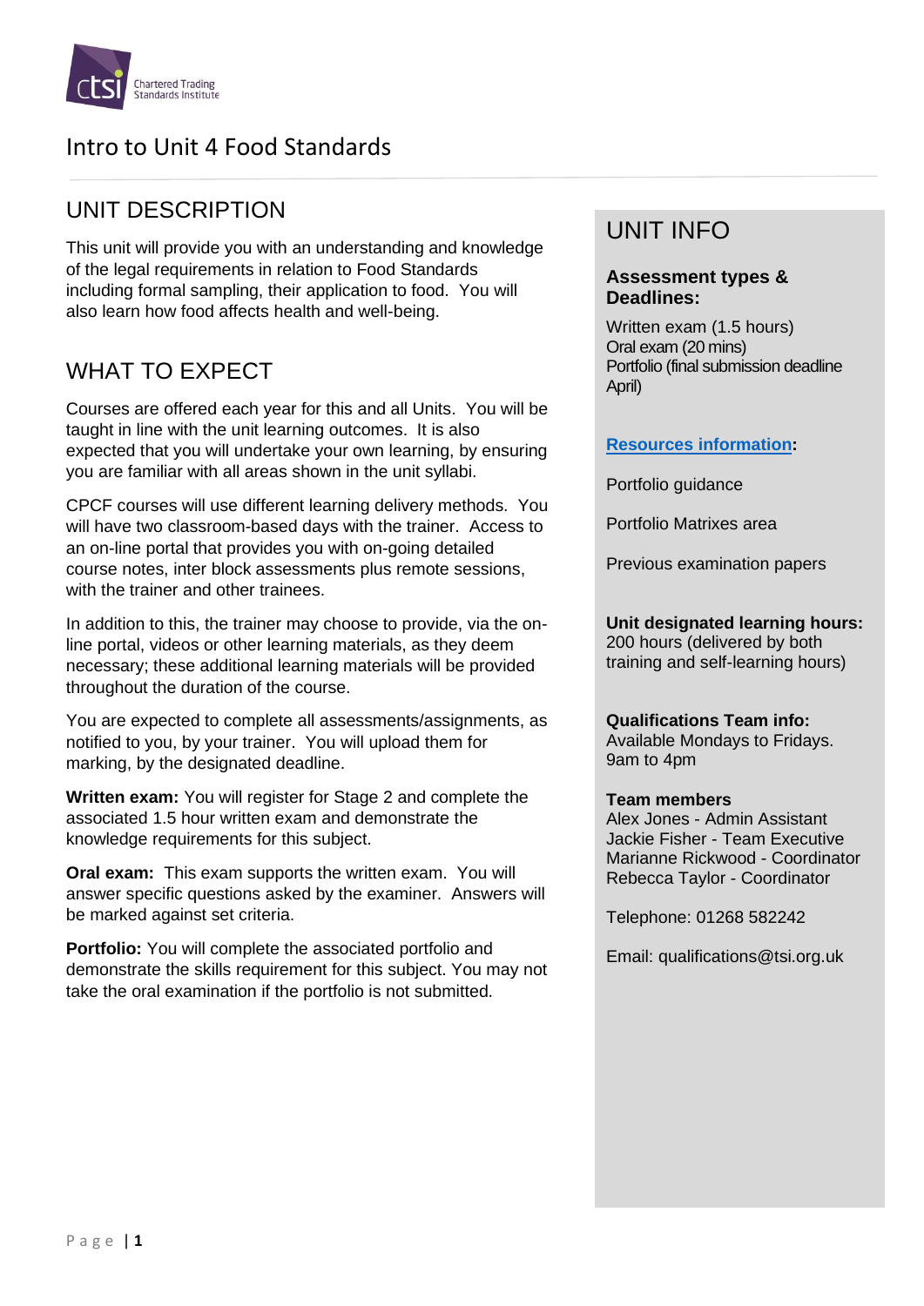Chartered Trading Standards Institute

# Intro to Unit 4 Food Standards

## UNIT DESCRIPTION

This unit will provide you with an understanding and knowledge of the legal requirements in relation to Food Standards including formal sampling, their application to food. You will also learn how food affects health and well-being.

## WHAT TO EXPECT

Courses are offered each year for this and all Units. You will be taught in line with the unit learning outcomes. It is also expected that you will undertake your own learning, by ensuring you are familiar with all areas shown in the unit syllabi.

CPCF courses will use different learning delivery methods. You will have two classroom-based days with the trainer. Access to an on-line portal that provides you with on-going detailed course notes, inter block assessments plus remote sessions, with the trainer and other trainees.

In addition to this, the trainer may choose to provide, via the on-line portal, videos or other learning materials, as they deem necessary; these additional learning materials will be provided throughout the duration of the course.

You are expected to complete all assessments/assignments, as notified to you, by your trainer. You will upload them for marking, by the designated deadline.

**Written exam:** You will register for Stage 2 and complete the associated 1.5 hour written exam and demonstrate the knowledge requirements for this subject.

**Oral exam:** This exam supports the written exam. You will answer specific questions asked by the examiner. Answers will be marked against set criteria.

**Portfolio:** You will complete the associated portfolio and demonstrate the skills requirement for this subject. You may not take the oral examination if the portfolio is not submitted.

## UNIT INFO

**Assessment types & Deadlines:**

Written exam (1.5 hours)
Oral exam (20 mins)
Portfolio (final submission deadline April)

**Resources information:**

Portfolio guidance

Portfolio Matrixes area

Previous examination papers

**Unit designated learning hours:**
200 hours (delivered by both training and self-learning hours)

**Qualifications Team info:**
Available Mondays to Fridays. 9am to 4pm

**Team members**
Alex Jones - Admin Assistant
Jackie Fisher - Team Executive
Marianne Rickwood - Coordinator
Rebecca Taylor - Coordinator

Telephone: 01268 582242

Email: qualifications@tsi.org.uk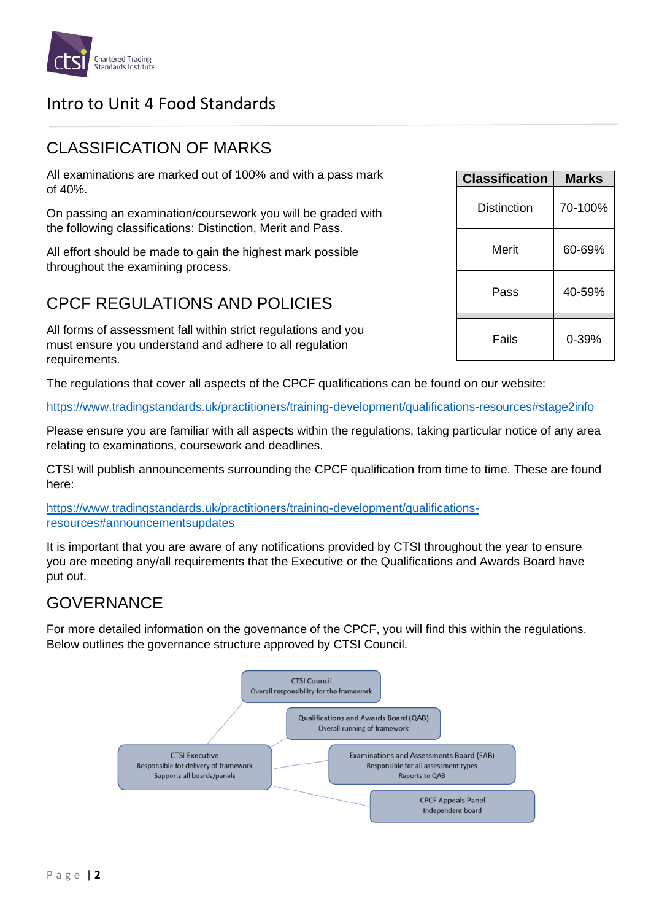# Intro to Unit 4 Food Standards

## CLASSIFICATION OF MARKS

All examinations are marked out of 100% and with a pass mark of 40%.

On passing an examination/coursework you will be graded with the following classifications: Distinction, Merit and Pass.

All effort should be made to gain the highest mark possible throughout the examining process.

| Classification | Marks |
|---|---|
| Distinction | 70-100% |
| Merit | 60-69% |
| Pass | 40-59% |
| Fails | 0-39% |

## CPCF REGULATIONS AND POLICIES

All forms of assessment fall within strict regulations and you must ensure you understand and adhere to all regulation requirements.

The regulations that cover all aspects of the CPCF qualifications can be found on our website:

https://www.tradingstandards.uk/practitioners/training-development/qualifications-resources#stage2info

Please ensure you are familiar with all aspects within the regulations, taking particular notice of any area relating to examinations, coursework and deadlines.

CTSI will publish announcements surrounding the CPCF qualification from time to time. These are found here:

https://www.tradingstandards.uk/practitioners/training-development/qualifications-resources#announcementsupdates

It is important that you are aware of any notifications provided by CTSI throughout the year to ensure you are meeting any/all requirements that the Executive or the Qualifications and Awards Board have put out.

## GOVERNANCE

For more detailed information on the governance of the CPCF, you will find this within the regulations. Below outlines the governance structure approved by CTSI Council.

- **CTSI Council** – Overall responsibility for the framework
- **Qualifications and Awards Board (QAB)** – Overall running of framework
- **CTSI Executive** – Responsible for delivery of framework; Supports all boards/panels
- **Examinations and Assessments Board (EAB)** – Responsible for all assessment types; Reports to QAB
- **CPCF Appeals Panel** – Independent board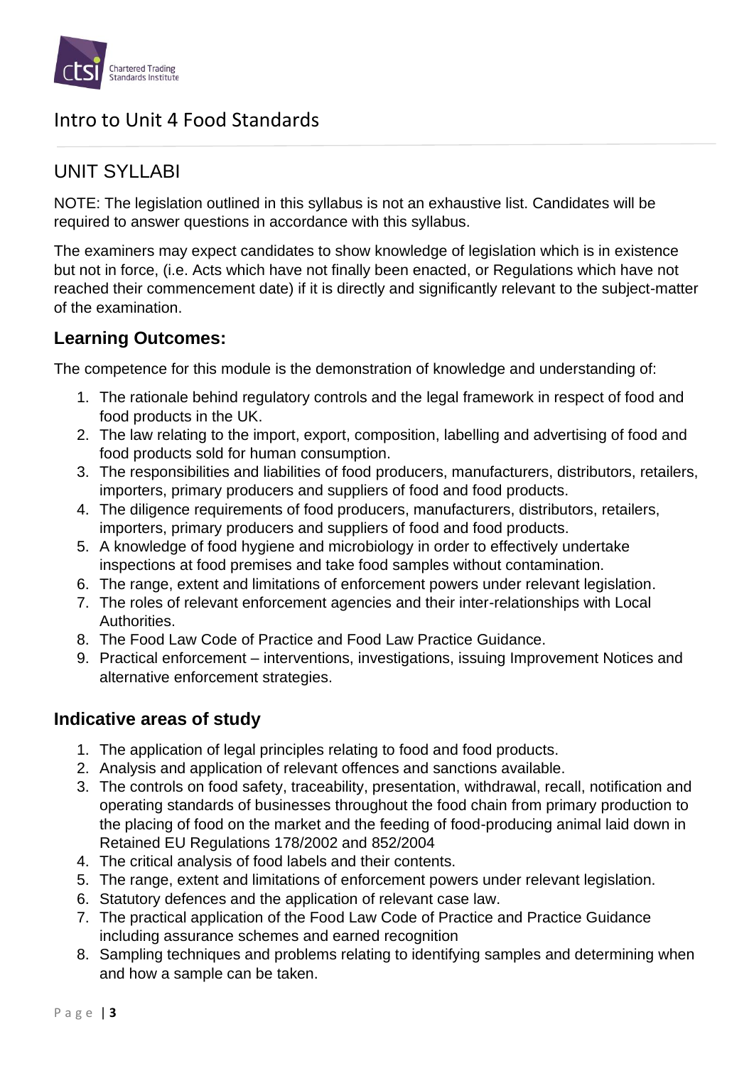# Intro to Unit 4 Food Standards

## UNIT SYLLABI

NOTE: The legislation outlined in this syllabus is not an exhaustive list. Candidates will be required to answer questions in accordance with this syllabus.

The examiners may expect candidates to show knowledge of legislation which is in existence but not in force, (i.e. Acts which have not finally been enacted, or Regulations which have not reached their commencement date) if it is directly and significantly relevant to the subject-matter of the examination.

### Learning Outcomes:

The competence for this module is the demonstration of knowledge and understanding of:

1. The rationale behind regulatory controls and the legal framework in respect of food and food products in the UK.
2. The law relating to the import, export, composition, labelling and advertising of food and food products sold for human consumption.
3. The responsibilities and liabilities of food producers, manufacturers, distributors, retailers, importers, primary producers and suppliers of food and food products.
4. The diligence requirements of food producers, manufacturers, distributors, retailers, importers, primary producers and suppliers of food and food products.
5. A knowledge of food hygiene and microbiology in order to effectively undertake inspections at food premises and take food samples without contamination.
6. The range, extent and limitations of enforcement powers under relevant legislation.
7. The roles of relevant enforcement agencies and their inter-relationships with Local Authorities.
8. The Food Law Code of Practice and Food Law Practice Guidance.
9. Practical enforcement – interventions, investigations, issuing Improvement Notices and alternative enforcement strategies.

### Indicative areas of study

1. The application of legal principles relating to food and food products.
2. Analysis and application of relevant offences and sanctions available.
3. The controls on food safety, traceability, presentation, withdrawal, recall, notification and operating standards of businesses throughout the food chain from primary production to the placing of food on the market and the feeding of food-producing animal laid down in Retained EU Regulations 178/2002 and 852/2004
4. The critical analysis of food labels and their contents.
5. The range, extent and limitations of enforcement powers under relevant legislation.
6. Statutory defences and the application of relevant case law.
7. The practical application of the Food Law Code of Practice and Practice Guidance including assurance schemes and earned recognition
8. Sampling techniques and problems relating to identifying samples and determining when and how a sample can be taken.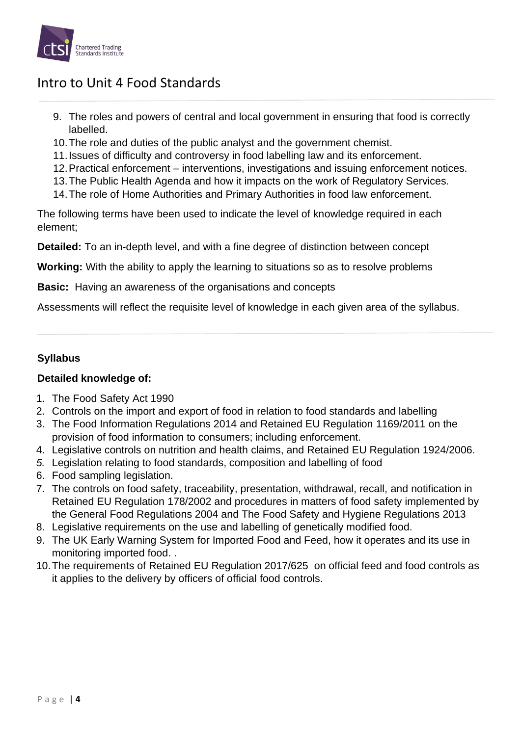9. The roles and powers of central and local government in ensuring that food is correctly labelled.
10. The role and duties of the public analyst and the government chemist.
11. Issues of difficulty and controversy in food labelling law and its enforcement.
12. Practical enforcement – interventions, investigations and issuing enforcement notices.
13. The Public Health Agenda and how it impacts on the work of Regulatory Services.
14. The role of Home Authorities and Primary Authorities in food law enforcement.

The following terms have been used to indicate the level of knowledge required in each element;

**Detailed:** To an in-depth level, and with a fine degree of distinction between concept

**Working:** With the ability to apply the learning to situations so as to resolve problems

**Basic:** Having an awareness of the organisations and concepts

Assessments will reflect the requisite level of knowledge in each given area of the syllabus.

**Syllabus**

**Detailed knowledge of:**

1. The Food Safety Act 1990
2. Controls on the import and export of food in relation to food standards and labelling
3. The Food Information Regulations 2014 and Retained EU Regulation 1169/2011 on the provision of food information to consumers; including enforcement.
4. Legislative controls on nutrition and health claims, and Retained EU Regulation 1924/2006.
5. Legislation relating to food standards, composition and labelling of food
6. Food sampling legislation.
7. The controls on food safety, traceability, presentation, withdrawal, recall, and notification in Retained EU Regulation 178/2002 and procedures in matters of food safety implemented by the General Food Regulations 2004 and The Food Safety and Hygiene Regulations 2013
8. Legislative requirements on the use and labelling of genetically modified food.
9. The UK Early Warning System for Imported Food and Feed, how it operates and its use in monitoring imported food. .
10. The requirements of Retained EU Regulation 2017/625 on official feed and food controls as it applies to the delivery by officers of official food controls.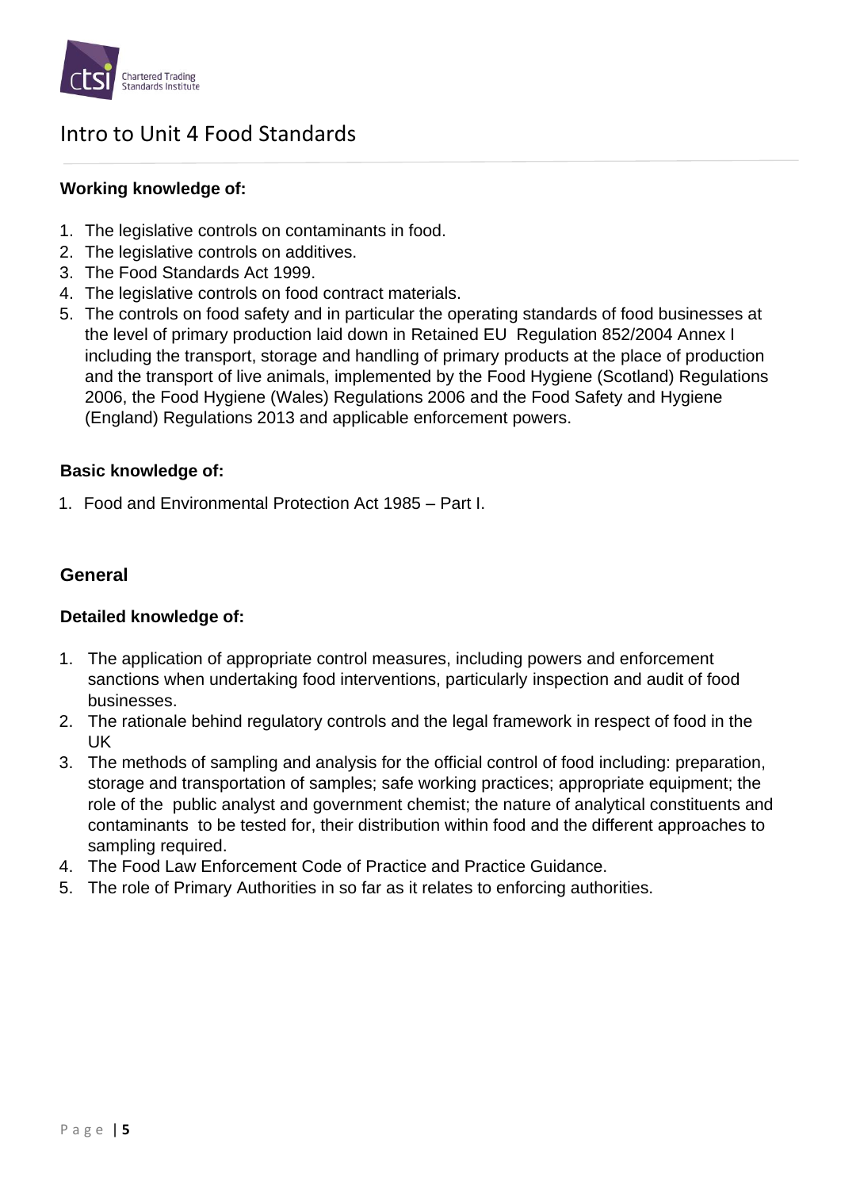# Intro to Unit 4 Food Standards

**Working knowledge of:**

1. The legislative controls on contaminants in food.
2. The legislative controls on additives.
3. The Food Standards Act 1999.
4. The legislative controls on food contract materials.
5. The controls on food safety and in particular the operating standards of food businesses at the level of primary production laid down in Retained EU Regulation 852/2004 Annex I including the transport, storage and handling of primary products at the place of production and the transport of live animals, implemented by the Food Hygiene (Scotland) Regulations 2006, the Food Hygiene (Wales) Regulations 2006 and the Food Safety and Hygiene (England) Regulations 2013 and applicable enforcement powers.

**Basic knowledge of:**

1. Food and Environmental Protection Act 1985 – Part I.

## General

**Detailed knowledge of:**

1. The application of appropriate control measures, including powers and enforcement sanctions when undertaking food interventions, particularly inspection and audit of food businesses.
2. The rationale behind regulatory controls and the legal framework in respect of food in the UK
3. The methods of sampling and analysis for the official control of food including: preparation, storage and transportation of samples; safe working practices; appropriate equipment; the role of the public analyst and government chemist; the nature of analytical constituents and contaminants to be tested for, their distribution within food and the different approaches to sampling required.
4. The Food Law Enforcement Code of Practice and Practice Guidance.
5. The role of Primary Authorities in so far as it relates to enforcing authorities.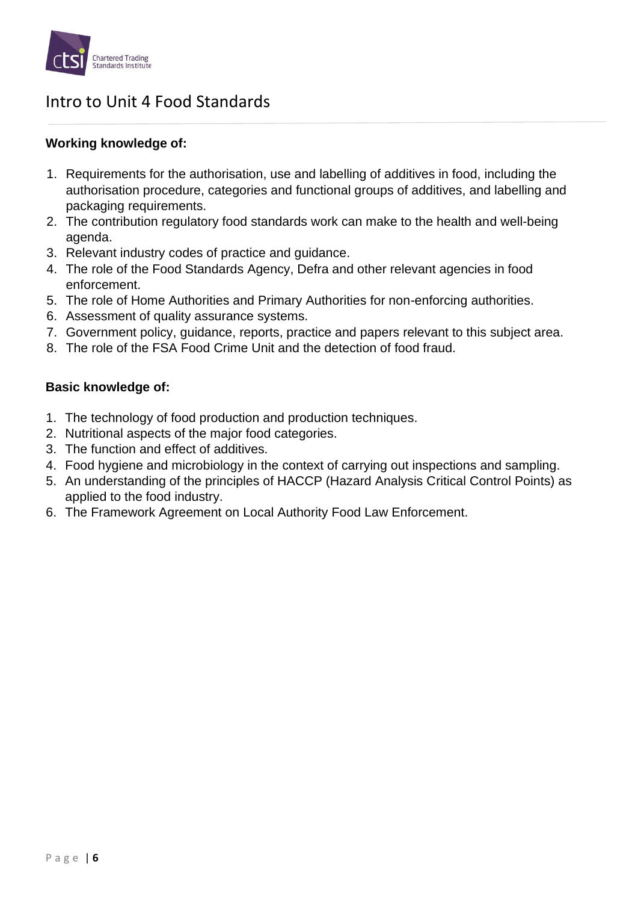# Intro to Unit 4 Food Standards

**Working knowledge of:**

1. Requirements for the authorisation, use and labelling of additives in food, including the authorisation procedure, categories and functional groups of additives, and labelling and packaging requirements.
2. The contribution regulatory food standards work can make to the health and well-being agenda.
3. Relevant industry codes of practice and guidance.
4. The role of the Food Standards Agency, Defra and other relevant agencies in food enforcement.
5. The role of Home Authorities and Primary Authorities for non-enforcing authorities.
6. Assessment of quality assurance systems.
7. Government policy, guidance, reports, practice and papers relevant to this subject area.
8. The role of the FSA Food Crime Unit and the detection of food fraud.

**Basic knowledge of:**

1. The technology of food production and production techniques.
2. Nutritional aspects of the major food categories.
3. The function and effect of additives.
4. Food hygiene and microbiology in the context of carrying out inspections and sampling.
5. An understanding of the principles of HACCP (Hazard Analysis Critical Control Points) as applied to the food industry.
6. The Framework Agreement on Local Authority Food Law Enforcement.